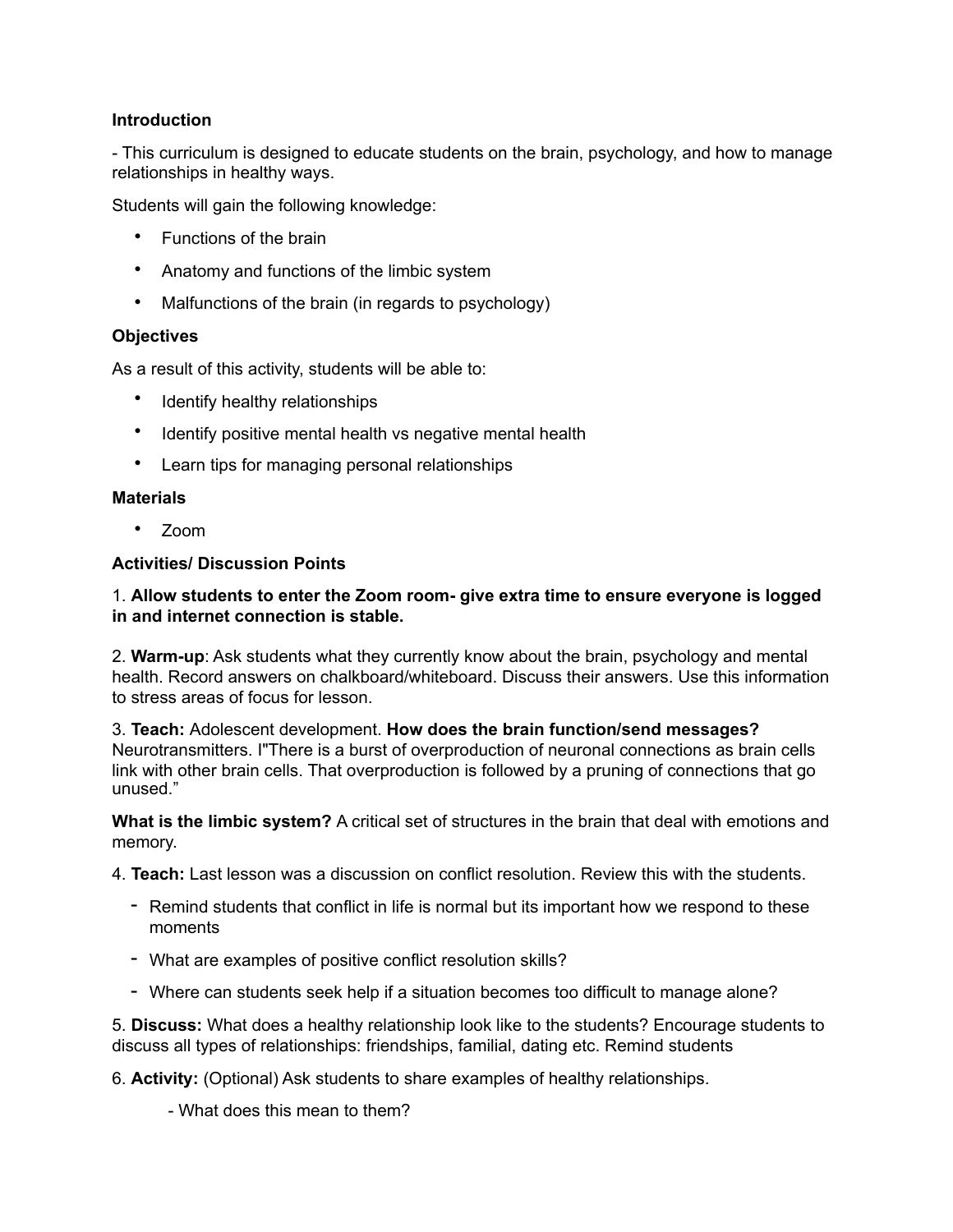**Introduction**

- This curriculum is designed to educate students on the brain, psychology, and how to manage relationships in healthy ways.

Students will gain the following knowledge:

- Functions of the brain
- Anatomy and functions of the limbic system
- Malfunctions of the brain (in regards to psychology)

**Objectives**

As a result of this activity, students will be able to:

- Identify healthy relationships
- Identify positive mental health vs negative mental health
- Learn tips for managing personal relationships

**Materials**

- Zoom

**Activities/ Discussion Points**

1. **Allow students to enter the Zoom room- give extra time to ensure everyone is logged in and internet connection is stable.**

2. **Warm-up**: Ask students what they currently know about the brain, psychology and mental health. Record answers on chalkboard/whiteboard. Discuss their answers. Use this information to stress areas of focus for lesson.

3. **Teach:** Adolescent development. **How does the brain function/send messages?** Neurotransmitters. I"There is a burst of overproduction of neuronal connections as brain cells link with other brain cells. That overproduction is followed by a pruning of connections that go unused."

**What is the limbic system?** A critical set of structures in the brain that deal with emotions and memory.

4. **Teach:** Last lesson was a discussion on conflict resolution. Review this with the students.

- Remind students that conflict in life is normal but its important how we respond to these moments
- What are examples of positive conflict resolution skills?
- Where can students seek help if a situation becomes too difficult to manage alone?

5. **Discuss:** What does a healthy relationship look like to the students? Encourage students to discuss all types of relationships: friendships, familial, dating etc. Remind students

6. **Activity:** (Optional) Ask students to share examples of healthy relationships.

   - What does this mean to them?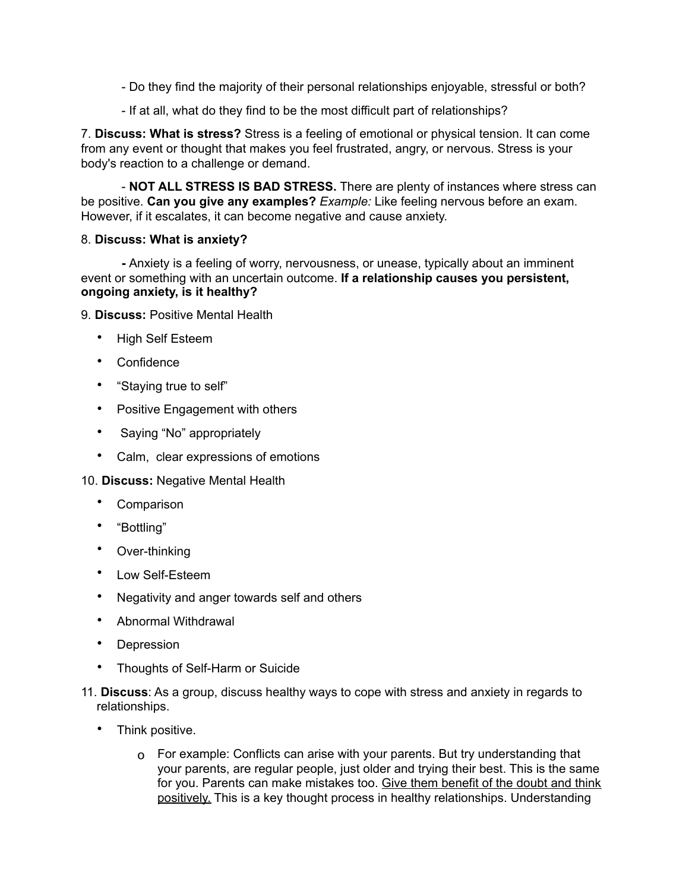- Do they find the majority of their personal relationships enjoyable, stressful or both?

- If at all, what do they find to be the most difficult part of relationships?

7. **Discuss: What is stress?** Stress is a feeling of emotional or physical tension. It can come from any event or thought that makes you feel frustrated, angry, or nervous. Stress is your body's reaction to a challenge or demand.

- **NOT ALL STRESS IS BAD STRESS.** There are plenty of instances where stress can be positive. **Can you give any examples?** *Example:* Like feeling nervous before an exam. However, if it escalates, it can become negative and cause anxiety.

8. **Discuss: What is anxiety?**

- Anxiety is a feeling of worry, nervousness, or unease, typically about an imminent event or something with an uncertain outcome. **If a relationship causes you persistent, ongoing anxiety, is it healthy?**

9. **Discuss:** Positive Mental Health

- High Self Esteem
- Confidence
- "Staying true to self"
- Positive Engagement with others
- Saying "No" appropriately
- Calm, clear expressions of emotions

10. **Discuss:** Negative Mental Health

- Comparison
- "Bottling"
- Over-thinking
- Low Self-Esteem
- Negativity and anger towards self and others
- Abnormal Withdrawal
- Depression
- Thoughts of Self-Harm or Suicide

11. **Discuss**: As a group, discuss healthy ways to cope with stress and anxiety in regards to relationships.

- Think positive.
  - For example: Conflicts can arise with your parents. But try understanding that your parents, are regular people, just older and trying their best. This is the same for you. Parents can make mistakes too. <u>Give them benefit of the doubt and think positively.</u> This is a key thought process in healthy relationships. Understanding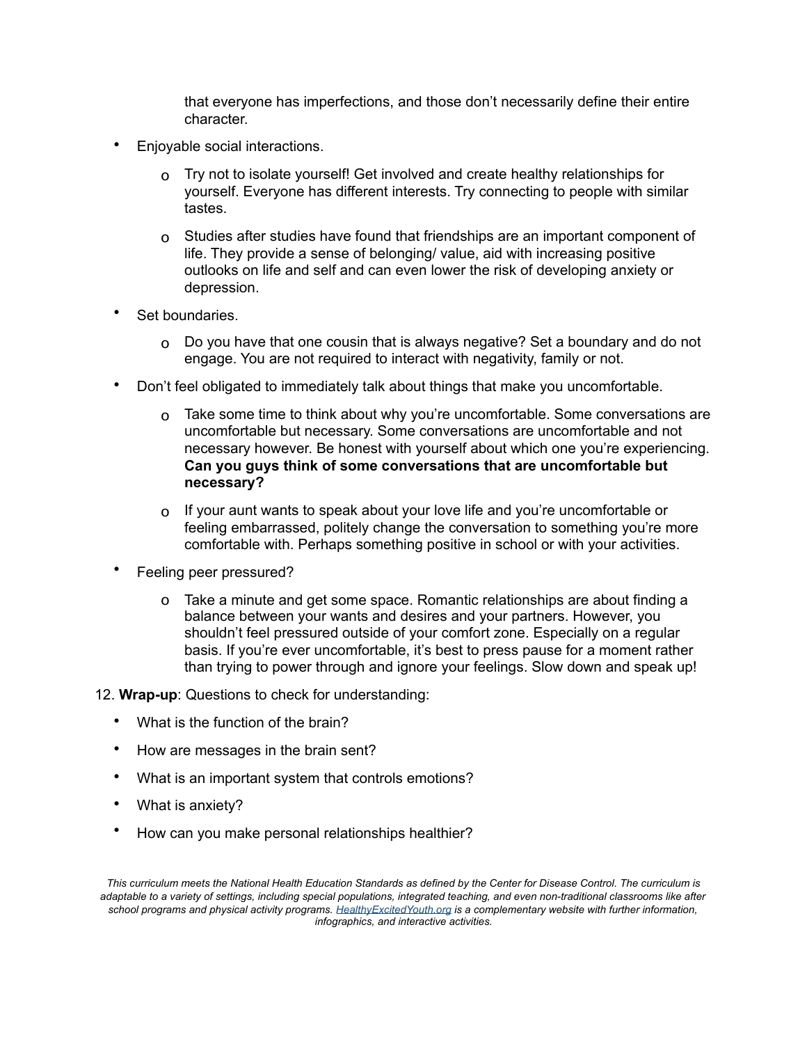that everyone has imperfections, and those don't necessarily define their entire character.

- Enjoyable social interactions.
  - Try not to isolate yourself! Get involved and create healthy relationships for yourself. Everyone has different interests. Try connecting to people with similar tastes.
  - Studies after studies have found that friendships are an important component of life. They provide a sense of belonging/ value, aid with increasing positive outlooks on life and self and can even lower the risk of developing anxiety or depression.
- Set boundaries.
  - Do you have that one cousin that is always negative? Set a boundary and do not engage. You are not required to interact with negativity, family or not.
- Don't feel obligated to immediately talk about things that make you uncomfortable.
  - Take some time to think about why you're uncomfortable. Some conversations are uncomfortable but necessary. Some conversations are uncomfortable and not necessary however. Be honest with yourself about which one you're experiencing. **Can you guys think of some conversations that are uncomfortable but necessary?**
  - If your aunt wants to speak about your love life and you're uncomfortable or feeling embarrassed, politely change the conversation to something you're more comfortable with. Perhaps something positive in school or with your activities.
- Feeling peer pressured?
  - Take a minute and get some space. Romantic relationships are about finding a balance between your wants and desires and your partners. However, you shouldn't feel pressured outside of your comfort zone. Especially on a regular basis. If you're ever uncomfortable, it's best to press pause for a moment rather than trying to power through and ignore your feelings. Slow down and speak up!

12. **Wrap-up**: Questions to check for understanding:

- What is the function of the brain?
- How are messages in the brain sent?
- What is an important system that controls emotions?
- What is anxiety?
- How can you make personal relationships healthier?

*This curriculum meets the National Health Education Standards as defined by the Center for Disease Control. The curriculum is adaptable to a variety of settings, including special populations, integrated teaching, and even non-traditional classrooms like after school programs and physical activity programs. HealthyExcitedYouth.org is a complementary website with further information, infographics, and interactive activities.*